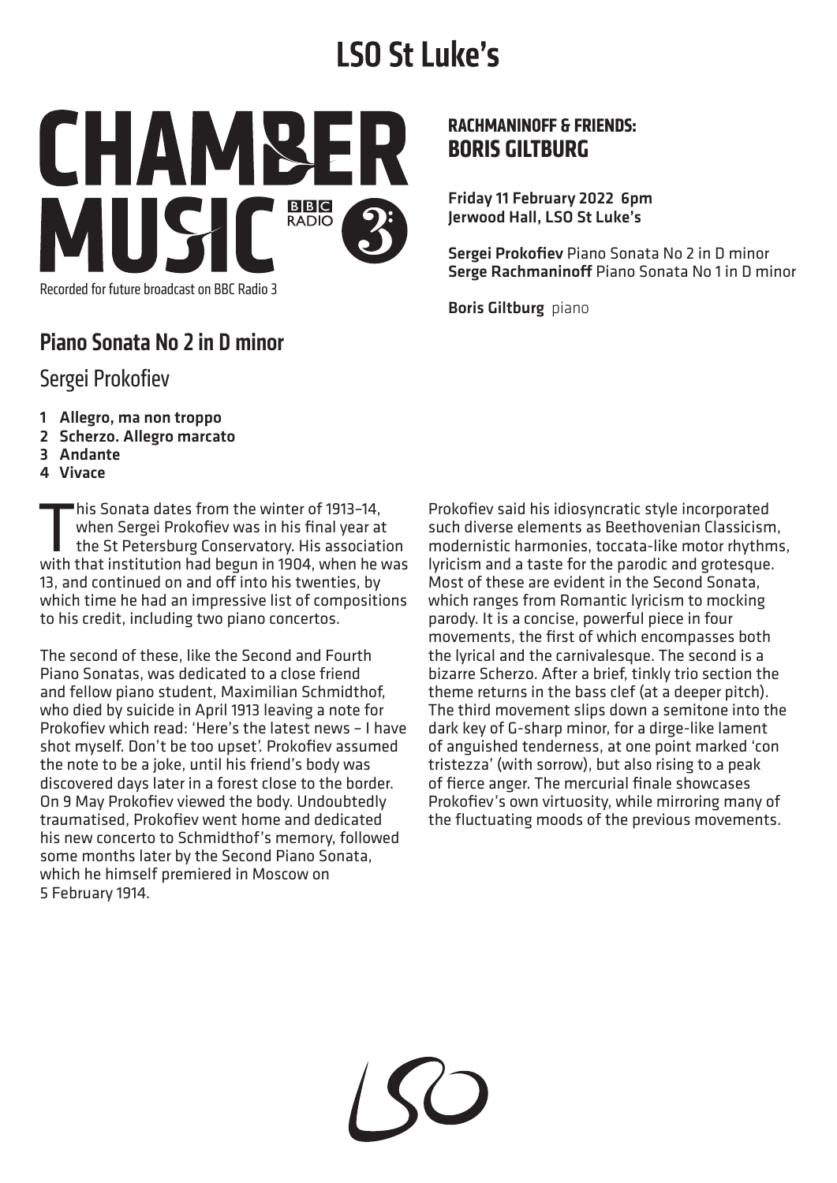# LSO St Luke's

CHAMBER MUSIC BBC RADIO 3

Recorded for future broadcast on BBC Radio 3

## RACHMANINOFF & FRIENDS: BORIS GILTBURG

**Friday 11 February 2022 6pm**
**Jerwood Hall, LSO St Luke's**

**Sergei Prokofiev** Piano Sonata No 2 in D minor
**Serge Rachmaninoff** Piano Sonata No 1 in D minor

**Boris Giltburg** piano

## Piano Sonata No 2 in D minor

### Sergei Prokofiev

1. **Allegro, ma non troppo**
2. **Scherzo. Allegro marcato**
3. **Andante**
4. **Vivace**

This Sonata dates from the winter of 1913–14, when Sergei Prokofiev was in his final year at the St Petersburg Conservatory. His association with that institution had begun in 1904, when he was 13, and continued on and off into his twenties, by which time he had an impressive list of compositions to his credit, including two piano concertos.

The second of these, like the Second and Fourth Piano Sonatas, was dedicated to a close friend and fellow piano student, Maximilian Schmidthof, who died by suicide in April 1913 leaving a note for Prokofiev which read: 'Here's the latest news – I have shot myself. Don't be too upset'. Prokofiev assumed the note to be a joke, until his friend's body was discovered days later in a forest close to the border. On 9 May Prokofiev viewed the body. Undoubtedly traumatised, Prokofiev went home and dedicated his new concerto to Schmidthof's memory, followed some months later by the Second Piano Sonata, which he himself premiered in Moscow on 5 February 1914.

Prokofiev said his idiosyncratic style incorporated such diverse elements as Beethovenian Classicism, modernistic harmonies, toccata-like motor rhythms, lyricism and a taste for the parodic and grotesque. Most of these are evident in the Second Sonata, which ranges from Romantic lyricism to mocking parody. It is a concise, powerful piece in four movements, the first of which encompasses both the lyrical and the carnivalesque. The second is a bizarre Scherzo. After a brief, tinkly trio section the theme returns in the bass clef (at a deeper pitch). The third movement slips down a semitone into the dark key of G-sharp minor, for a dirge-like lament of anguished tenderness, at one point marked 'con tristezza' (with sorrow), but also rising to a peak of fierce anger. The mercurial finale showcases Prokofiev's own virtuosity, while mirroring many of the fluctuating moods of the previous movements.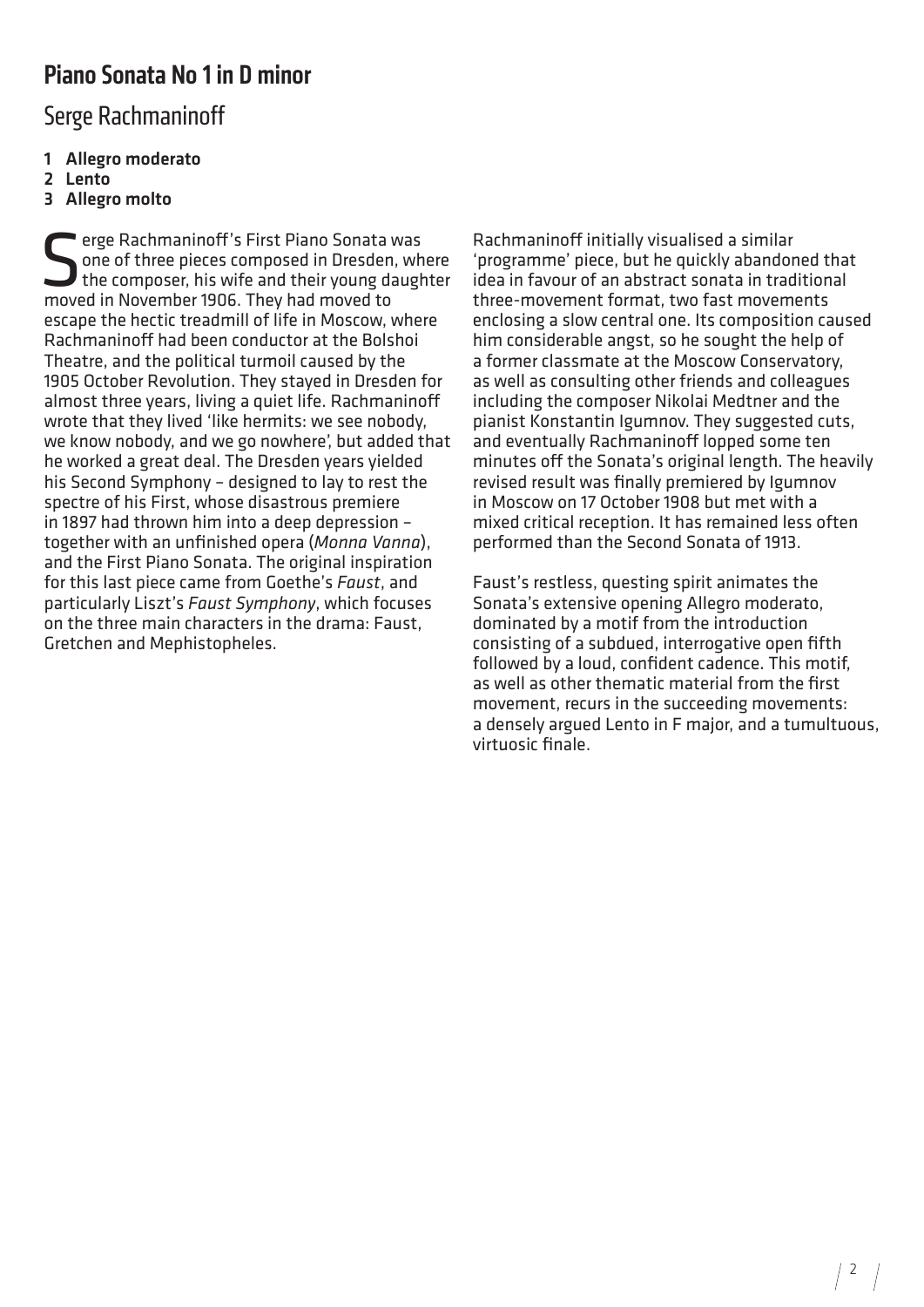# Piano Sonata No 1 in D minor

## Serge Rachmaninoff

1. **Allegro moderato**
2. **Lento**
3. **Allegro molto**

Serge Rachmaninoff's First Piano Sonata was one of three pieces composed in Dresden, where the composer, his wife and their young daughter moved in November 1906. They had moved to escape the hectic treadmill of life in Moscow, where Rachmaninoff had been conductor at the Bolshoi Theatre, and the political turmoil caused by the 1905 October Revolution. They stayed in Dresden for almost three years, living a quiet life. Rachmaninoff wrote that they lived 'like hermits: we see nobody, we know nobody, and we go nowhere', but added that he worked a great deal. The Dresden years yielded his Second Symphony – designed to lay to rest the spectre of his First, whose disastrous premiere in 1897 had thrown him into a deep depression – together with an unfinished opera (*Monna Vanna*), and the First Piano Sonata. The original inspiration for this last piece came from Goethe's *Faust*, and particularly Liszt's *Faust Symphony*, which focuses on the three main characters in the drama: Faust, Gretchen and Mephistopheles.

Rachmaninoff initially visualised a similar 'programme' piece, but he quickly abandoned that idea in favour of an abstract sonata in traditional three-movement format, two fast movements enclosing a slow central one. Its composition caused him considerable angst, so he sought the help of a former classmate at the Moscow Conservatory, as well as consulting other friends and colleagues including the composer Nikolai Medtner and the pianist Konstantin Igumnov. They suggested cuts, and eventually Rachmaninoff lopped some ten minutes off the Sonata's original length. The heavily revised result was finally premiered by Igumnov in Moscow on 17 October 1908 but met with a mixed critical reception. It has remained less often performed than the Second Sonata of 1913.

Faust's restless, questing spirit animates the Sonata's extensive opening Allegro moderato, dominated by a motif from the introduction consisting of a subdued, interrogative open fifth followed by a loud, confident cadence. This motif, as well as other thematic material from the first movement, recurs in the succeeding movements: a densely argued Lento in F major, and a tumultuous, virtuosic finale.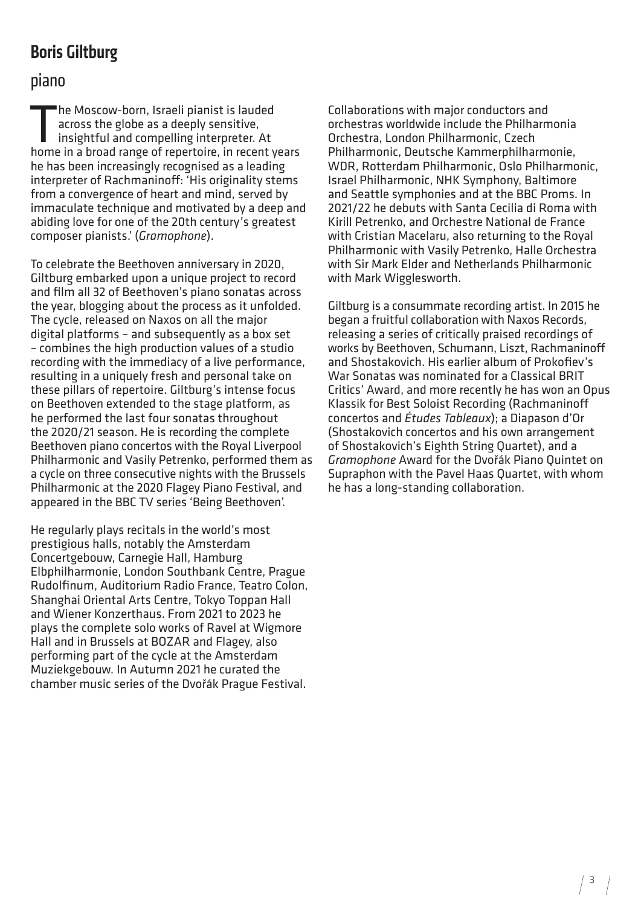## Boris Giltburg

### piano

The Moscow-born, Israeli pianist is lauded across the globe as a deeply sensitive, insightful and compelling interpreter. At home in a broad range of repertoire, in recent years he has been increasingly recognised as a leading interpreter of Rachmaninoff: 'His originality stems from a convergence of heart and mind, served by immaculate technique and motivated by a deep and abiding love for one of the 20th century's greatest composer pianists.' (*Gramophone*).

To celebrate the Beethoven anniversary in 2020, Giltburg embarked upon a unique project to record and film all 32 of Beethoven's piano sonatas across the year, blogging about the process as it unfolded. The cycle, released on Naxos on all the major digital platforms – and subsequently as a box set – combines the high production values of a studio recording with the immediacy of a live performance, resulting in a uniquely fresh and personal take on these pillars of repertoire. Giltburg's intense focus on Beethoven extended to the stage platform, as he performed the last four sonatas throughout the 2020/21 season. He is recording the complete Beethoven piano concertos with the Royal Liverpool Philharmonic and Vasily Petrenko, performed them as a cycle on three consecutive nights with the Brussels Philharmonic at the 2020 Flagey Piano Festival, and appeared in the BBC TV series 'Being Beethoven'.

He regularly plays recitals in the world's most prestigious halls, notably the Amsterdam Concertgebouw, Carnegie Hall, Hamburg Elbphilharmonie, London Southbank Centre, Prague Rudolfinum, Auditorium Radio France, Teatro Colon, Shanghai Oriental Arts Centre, Tokyo Toppan Hall and Wiener Konzerthaus. From 2021 to 2023 he plays the complete solo works of Ravel at Wigmore Hall and in Brussels at BOZAR and Flagey, also performing part of the cycle at the Amsterdam Muziekgebouw. In Autumn 2021 he curated the chamber music series of the Dvořák Prague Festival.

Collaborations with major conductors and orchestras worldwide include the Philharmonia Orchestra, London Philharmonic, Czech Philharmonic, Deutsche Kammerphilharmonie, WDR, Rotterdam Philharmonic, Oslo Philharmonic, Israel Philharmonic, NHK Symphony, Baltimore and Seattle symphonies and at the BBC Proms. In 2021/22 he debuts with Santa Cecilia di Roma with Kirill Petrenko, and Orchestre National de France with Cristian Macelaru, also returning to the Royal Philharmonic with Vasily Petrenko, Halle Orchestra with Sir Mark Elder and Netherlands Philharmonic with Mark Wigglesworth.

Giltburg is a consummate recording artist. In 2015 he began a fruitful collaboration with Naxos Records, releasing a series of critically praised recordings of works by Beethoven, Schumann, Liszt, Rachmaninoff and Shostakovich. His earlier album of Prokofiev's War Sonatas was nominated for a Classical BRIT Critics' Award, and more recently he has won an Opus Klassik for Best Soloist Recording (Rachmaninoff concertos and *Études Tableaux*); a Diapason d'Or (Shostakovich concertos and his own arrangement of Shostakovich's Eighth String Quartet), and a *Gramophone* Award for the Dvořák Piano Quintet on Supraphon with the Pavel Haas Quartet, with whom he has a long-standing collaboration.